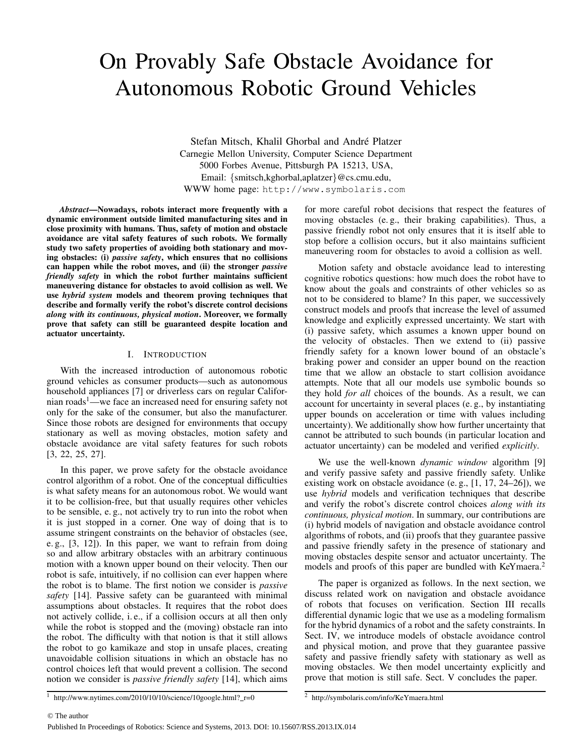# On Provably Safe Obstacle Avoidance for Autonomous Robotic Ground Vehicles

Stefan Mitsch, Khalil Ghorbal and André Platzer
Carnegie Mellon University, Computer Science Department
5000 Forbes Avenue, Pittsburgh PA 15213, USA,
Email: {smitsch,kghorbal,aplatzer}@cs.cmu.edu,
WWW home page: http://www.symbolaris.com

***Abstract*—Nowadays, robots interact more frequently with a dynamic environment outside limited manufacturing sites and in close proximity with humans. Thus, safety of motion and obstacle avoidance are vital safety features of such robots. We formally study two safety properties of avoiding both stationary and moving obstacles: (i) *passive safety*, which ensures that no collisions can happen while the robot moves, and (ii) the stronger *passive friendly safety* in which the robot further maintains sufficient maneuvering distance for obstacles to avoid collision as well. We use *hybrid system* models and theorem proving techniques that describe and formally verify the robot's discrete control decisions *along with its continuous, physical motion*. Moreover, we formally prove that safety can still be guaranteed despite location and actuator uncertainty.**

## I. Introduction

With the increased introduction of autonomous robotic ground vehicles as consumer products—such as autonomous household appliances [7] or driverless cars on regular Californian roads[1]—we face an increased need for ensuring safety not only for the sake of the consumer, but also the manufacturer. Since those robots are designed for environments that occupy stationary as well as moving obstacles, motion safety and obstacle avoidance are vital safety features for such robots [3, 22, 25, 27].

In this paper, we prove safety for the obstacle avoidance control algorithm of a robot. One of the conceptual difficulties is what safety means for an autonomous robot. We would want it to be collision-free, but that usually requires other vehicles to be sensible, e. g., not actively try to run into the robot when it is just stopped in a corner. One way of doing that is to assume stringent constraints on the behavior of obstacles (see, e. g., [3, 12]). In this paper, we want to refrain from doing so and allow arbitrary obstacles with an arbitrary continuous motion with a known upper bound on their velocity. Then our robot is safe, intuitively, if no collision can ever happen where the robot is to blame. The first notion we consider is *passive safety* [14]. Passive safety can be guaranteed with minimal assumptions about obstacles. It requires that the robot does not actively collide, i. e., if a collision occurs at all then only while the robot is stopped and the (moving) obstacle ran into the robot. The difficulty with that notion is that it still allows the robot to go kamikaze and stop in unsafe places, creating unavoidable collision situations in which an obstacle has no control choices left that would prevent a collision. The second notion we consider is *passive friendly safety* [14], which aims for more careful robot decisions that respect the features of moving obstacles (e. g., their braking capabilities). Thus, a passive friendly robot not only ensures that it is itself able to stop before a collision occurs, but it also maintains sufficient maneuvering room for obstacles to avoid a collision as well.

Motion safety and obstacle avoidance lead to interesting cognitive robotics questions: how much does the robot have to know about the goals and constraints of other vehicles so as not to be considered to blame? In this paper, we successively construct models and proofs that increase the level of assumed knowledge and explicitly expressed uncertainty. We start with (i) passive safety, which assumes a known upper bound on the velocity of obstacles. Then we extend to (ii) passive friendly safety for a known lower bound of an obstacle's braking power and consider an upper bound on the reaction time that we allow an obstacle to start collision avoidance attempts. Note that all our models use symbolic bounds so they hold *for all* choices of the bounds. As a result, we can account for uncertainty in several places (e. g., by instantiating upper bounds on acceleration or time with values including uncertainty). We additionally show how further uncertainty that cannot be attributed to such bounds (in particular location and actuator uncertainty) can be modeled and verified *explicitly*.

We use the well-known *dynamic window* algorithm [9] and verify passive safety and passive friendly safety. Unlike existing work on obstacle avoidance (e. g., [1, 17, 24–26]), we use *hybrid* models and verification techniques that describe and verify the robot's discrete control choices *along with its continuous, physical motion*. In summary, our contributions are (i) hybrid models of navigation and obstacle avoidance control algorithms of robots, and (ii) proofs that they guarantee passive and passive friendly safety in the presence of stationary and moving obstacles despite sensor and actuator uncertainty. The models and proofs of this paper are bundled with KeYmaera.[2]

The paper is organized as follows. In the next section, we discuss related work on navigation and obstacle avoidance of robots that focuses on verification. Section III recalls differential dynamic logic that we use as a modeling formalism for the hybrid dynamics of a robot and the safety constraints. In Sect. IV, we introduce models of obstacle avoidance control and physical motion, and prove that they guarantee passive safety and passive friendly safety with stationary as well as moving obstacles. We then model uncertainty explicitly and prove that motion is still safe. Sect. V concludes the paper.

[1] http://www.nytimes.com/2010/10/10/science/10google.html?_r=0

[2] http://symbolaris.com/info/KeYmaera.html

© The author

Published In Proceedings of Robotics: Science and Systems, 2013. DOI: 10.15607/RSS.2013.IX.014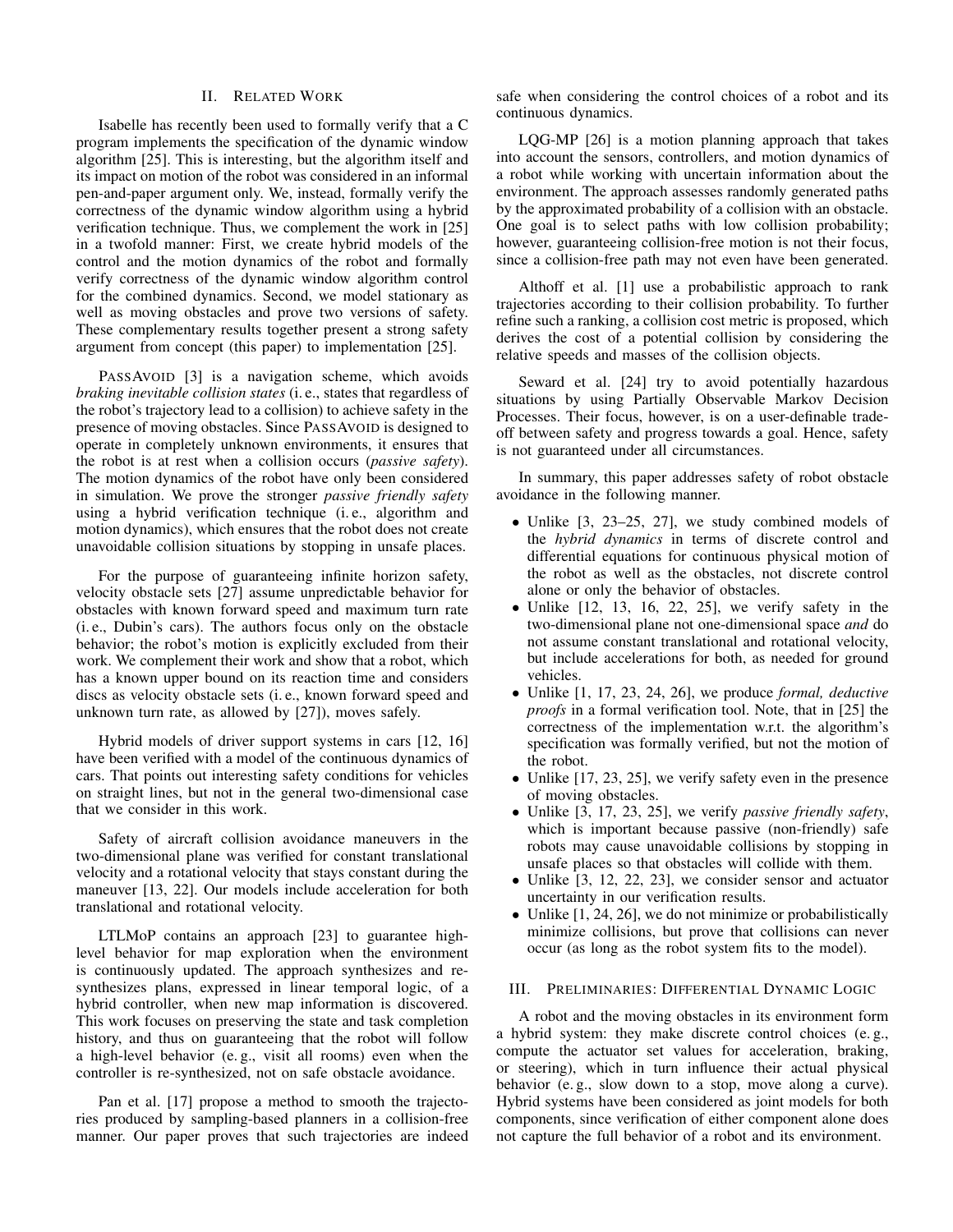## II. Related Work

Isabelle has recently been used to formally verify that a C program implements the specification of the dynamic window algorithm [25]. This is interesting, but the algorithm itself and its impact on motion of the robot was considered in an informal pen-and-paper argument only. We, instead, formally verify the correctness of the dynamic window algorithm using a hybrid verification technique. Thus, we complement the work in [25] in a twofold manner: First, we create hybrid models of the control and the motion dynamics of the robot and formally verify correctness of the dynamic window algorithm control for the combined dynamics. Second, we model stationary as well as moving obstacles and prove two versions of safety. These complementary results together present a strong safety argument from concept (this paper) to implementation [25].

PassAvoid [3] is a navigation scheme, which avoids *braking inevitable collision states* (i. e., states that regardless of the robot's trajectory lead to a collision) to achieve safety in the presence of moving obstacles. Since PassAvoid is designed to operate in completely unknown environments, it ensures that the robot is at rest when a collision occurs (*passive safety*). The motion dynamics of the robot have only been considered in simulation. We prove the stronger *passive friendly safety* using a hybrid verification technique (i. e., algorithm and motion dynamics), which ensures that the robot does not create unavoidable collision situations by stopping in unsafe places.

For the purpose of guaranteeing infinite horizon safety, velocity obstacle sets [27] assume unpredictable behavior for obstacles with known forward speed and maximum turn rate (i. e., Dubin's cars). The authors focus only on the obstacle behavior; the robot's motion is explicitly excluded from their work. We complement their work and show that a robot, which has a known upper bound on its reaction time and considers discs as velocity obstacle sets (i. e., known forward speed and unknown turn rate, as allowed by [27]), moves safely.

Hybrid models of driver support systems in cars [12, 16] have been verified with a model of the continuous dynamics of cars. That points out interesting safety conditions for vehicles on straight lines, but not in the general two-dimensional case that we consider in this work.

Safety of aircraft collision avoidance maneuvers in the two-dimensional plane was verified for constant translational velocity and a rotational velocity that stays constant during the maneuver [13, 22]. Our models include acceleration for both translational and rotational velocity.

LTLMoP contains an approach [23] to guarantee high-level behavior for map exploration when the environment is continuously updated. The approach synthesizes and re-synthesizes plans, expressed in linear temporal logic, of a hybrid controller, when new map information is discovered. This work focuses on preserving the state and task completion history, and thus on guaranteeing that the robot will follow a high-level behavior (e. g., visit all rooms) even when the controller is re-synthesized, not on safe obstacle avoidance.

Pan et al. [17] propose a method to smooth the trajectories produced by sampling-based planners in a collision-free manner. Our paper proves that such trajectories are indeed safe when considering the control choices of a robot and its continuous dynamics.

LQG-MP [26] is a motion planning approach that takes into account the sensors, controllers, and motion dynamics of a robot while working with uncertain information about the environment. The approach assesses randomly generated paths by the approximated probability of a collision with an obstacle. One goal is to select paths with low collision probability; however, guaranteeing collision-free motion is not their focus, since a collision-free path may not even have been generated.

Althoff et al. [1] use a probabilistic approach to rank trajectories according to their collision probability. To further refine such a ranking, a collision cost metric is proposed, which derives the cost of a potential collision by considering the relative speeds and masses of the collision objects.

Seward et al. [24] try to avoid potentially hazardous situations by using Partially Observable Markov Decision Processes. Their focus, however, is on a user-definable trade-off between safety and progress towards a goal. Hence, safety is not guaranteed under all circumstances.

In summary, this paper addresses safety of robot obstacle avoidance in the following manner.

- Unlike [3, 23–25, 27], we study combined models of the *hybrid dynamics* in terms of discrete control and differential equations for continuous physical motion of the robot as well as the obstacles, not discrete control alone or only the behavior of obstacles.
- Unlike [12, 13, 16, 22, 25], we verify safety in the two-dimensional plane not one-dimensional space *and* do not assume constant translational and rotational velocity, but include accelerations for both, as needed for ground vehicles.
- Unlike [1, 17, 23, 24, 26], we produce *formal, deductive proofs* in a formal verification tool. Note, that in [25] the correctness of the implementation w.r.t. the algorithm's specification was formally verified, but not the motion of the robot.
- Unlike [17, 23, 25], we verify safety even in the presence of moving obstacles.
- Unlike [3, 17, 23, 25], we verify *passive friendly safety*, which is important because passive (non-friendly) safe robots may cause unavoidable collisions by stopping in unsafe places so that obstacles will collide with them.
- Unlike [3, 12, 22, 23], we consider sensor and actuator uncertainty in our verification results.
- Unlike [1, 24, 26], we do not minimize or probabilistically minimize collisions, but prove that collisions can never occur (as long as the robot system fits to the model).

## III. Preliminaries: Differential Dynamic Logic

A robot and the moving obstacles in its environment form a hybrid system: they make discrete control choices (e. g., compute the actuator set values for acceleration, braking, or steering), which in turn influence their actual physical behavior (e. g., slow down to a stop, move along a curve). Hybrid systems have been considered as joint models for both components, since verification of either component alone does not capture the full behavior of a robot and its environment.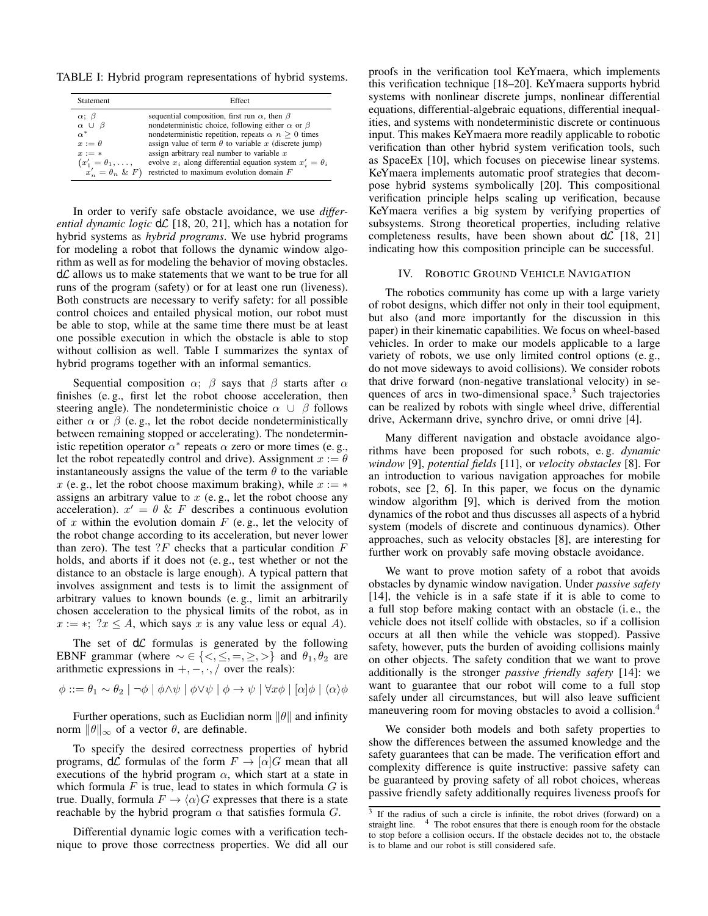TABLE I: Hybrid program representations of hybrid systems.

| Statement | Effect |
| --- | --- |
| $\alpha;\ \beta$ | sequential composition, first run $\alpha$, then $\beta$ |
| $\alpha\ \cup\ \beta$ | nondeterministic choice, following either $\alpha$ or $\beta$ |
| $\alpha^*$ | nondeterministic repetition, repeats $\alpha$ $n \geq 0$ times |
| $x := \theta$ | assign value of term $\theta$ to variable $x$ (discrete jump) |
| $x := *$ | assign arbitrary real number to variable $x$ |
| $(x_1' = \theta_1, \ldots, x_n' = \theta_n\ \&\ F)$ | evolve $x_i$ along differential equation system $x_i' = \theta_i$ restricted to maximum evolution domain $F$ |

In order to verify safe obstacle avoidance, we use *differential dynamic logic* $d\mathcal{L}$ [18, 20, 21], which has a notation for hybrid systems as *hybrid programs*. We use hybrid programs for modeling a robot that follows the dynamic window algorithm as well as for modeling the behavior of moving obstacles. $d\mathcal{L}$ allows us to make statements that we want to be true for all runs of the program (safety) or for at least one run (liveness). Both constructs are necessary to verify safety: for all possible control choices and entailed physical motion, our robot must be able to stop, while at the same time there must be at least one possible execution in which the obstacle is able to stop without collision as well. Table I summarizes the syntax of hybrid programs together with an informal semantics.

Sequential composition $\alpha;\ \beta$ says that $\beta$ starts after $\alpha$ finishes (e. g., first let the robot choose acceleration, then steering angle). The nondeterministic choice $\alpha\ \cup\ \beta$ follows either $\alpha$ or $\beta$ (e. g., let the robot decide nondeterministically between remaining stopped or accelerating). The nondeterministic repetition operator $\alpha^*$ repeats $\alpha$ zero or more times (e. g., let the robot repeatedly control and drive). Assignment $x := \theta$ instantaneously assigns the value of the term $\theta$ to the variable $x$ (e. g., let the robot choose maximum braking), while $x := *$ assigns an arbitrary value to $x$ (e. g., let the robot choose any acceleration). $x' = \theta\ \&\ F$ describes a continuous evolution of $x$ within the evolution domain $F$ (e. g., let the velocity of the robot change according to its acceleration, but never lower than zero). The test $?F$ checks that a particular condition $F$ holds, and aborts if it does not (e. g., test whether or not the distance to an obstacle is large enough). A typical pattern that involves assignment and tests is to limit the assignment of arbitrary values to known bounds (e. g., limit an arbitrarily chosen acceleration to the physical limits of the robot, as in $x := *;\ ?x \leq A$, which says $x$ is any value less or equal $A$).

The set of $d\mathcal{L}$ formulas is generated by the following EBNF grammar (where $\sim \in \{<, \leq, =, \geq, >\}$ and $\theta_1, \theta_2$ are arithmetic expressions in $+, -, \cdot, /$ over the reals):

$$\phi ::= \theta_1 \sim \theta_2 \mid \neg\phi \mid \phi \wedge \psi \mid \phi \vee \psi \mid \phi \rightarrow \psi \mid \forall x \phi \mid [\alpha]\phi \mid \langle\alpha\rangle\phi$$

Further operations, such as Euclidian norm $\|\theta\|$ and infinity norm $\|\theta\|_\infty$ of a vector $\theta$, are definable.

To specify the desired correctness properties of hybrid programs, $d\mathcal{L}$ formulas of the form $F \rightarrow [\alpha]G$ mean that all executions of the hybrid program $\alpha$, which start at a state in which formula $F$ is true, lead to states in which formula $G$ is true. Dually, formula $F \rightarrow \langle\alpha\rangle G$ expresses that there is a state reachable by the hybrid program $\alpha$ that satisfies formula $G$.

Differential dynamic logic comes with a verification technique to prove those correctness properties. We did all our proofs in the verification tool KeYmaera, which implements this verification technique [18–20]. KeYmaera supports hybrid systems with nonlinear discrete jumps, nonlinear differential equations, differential-algebraic equations, differential inequalities, and systems with nondeterministic discrete or continuous input. This makes KeYmaera more readily applicable to robotic verification than other hybrid system verification tools, such as SpaceEx [10], which focuses on piecewise linear systems. KeYmaera implements automatic proof strategies that decompose hybrid systems symbolically [20]. This compositional verification principle helps scaling up verification, because KeYmaera verifies a big system by verifying properties of subsystems. Strong theoretical properties, including relative completeness results, have been shown about $d\mathcal{L}$ [18, 21] indicating how this composition principle can be successful.

## IV. Robotic Ground Vehicle Navigation

The robotics community has come up with a large variety of robot designs, which differ not only in their tool equipment, but also (and more importantly for the discussion in this paper) in their kinematic capabilities. We focus on wheel-based vehicles. In order to make our models applicable to a large variety of robots, we use only limited control options (e. g., do not move sideways to avoid collisions). We consider robots that drive forward (non-negative translational velocity) in sequences of arcs in two-dimensional space.[3] Such trajectories can be realized by robots with single wheel drive, differential drive, Ackermann drive, synchro drive, or omni drive [4].

Many different navigation and obstacle avoidance algorithms have been proposed for such robots, e. g. *dynamic window* [9], *potential fields* [11], or *velocity obstacles* [8]. For an introduction to various navigation approaches for mobile robots, see [2, 6]. In this paper, we focus on the dynamic window algorithm [9], which is derived from the motion dynamics of the robot and thus discusses all aspects of a hybrid system (models of discrete and continuous dynamics). Other approaches, such as velocity obstacles [8], are interesting for further work on provably safe moving obstacle avoidance.

We want to prove motion safety of a robot that avoids obstacles by dynamic window navigation. Under *passive safety* [14], the vehicle is in a safe state if it is able to come to a full stop before making contact with an obstacle (i. e., the vehicle does not itself collide with obstacles, so if a collision occurs at all then while the vehicle was stopped). Passive safety, however, puts the burden of avoiding collisions mainly on other objects. The safety condition that we want to prove additionally is the stronger *passive friendly safety* [14]: we want to guarantee that our robot will come to a full stop safely under all circumstances, but will also leave sufficient maneuvering room for moving obstacles to avoid a collision.[4]

We consider both models and both safety properties to show the differences between the assumed knowledge and the safety guarantees that can be made. The verification effort and complexity difference is quite instructive: passive safety can be guaranteed by proving safety of all robot choices, whereas passive friendly safety additionally requires liveness proofs for

[3] If the radius of such a circle is infinite, the robot drives (forward) on a straight line. [4] The robot ensures that there is enough room for the obstacle to stop before a collision occurs. If the obstacle decides not to, the obstacle is to blame and our robot is still considered safe.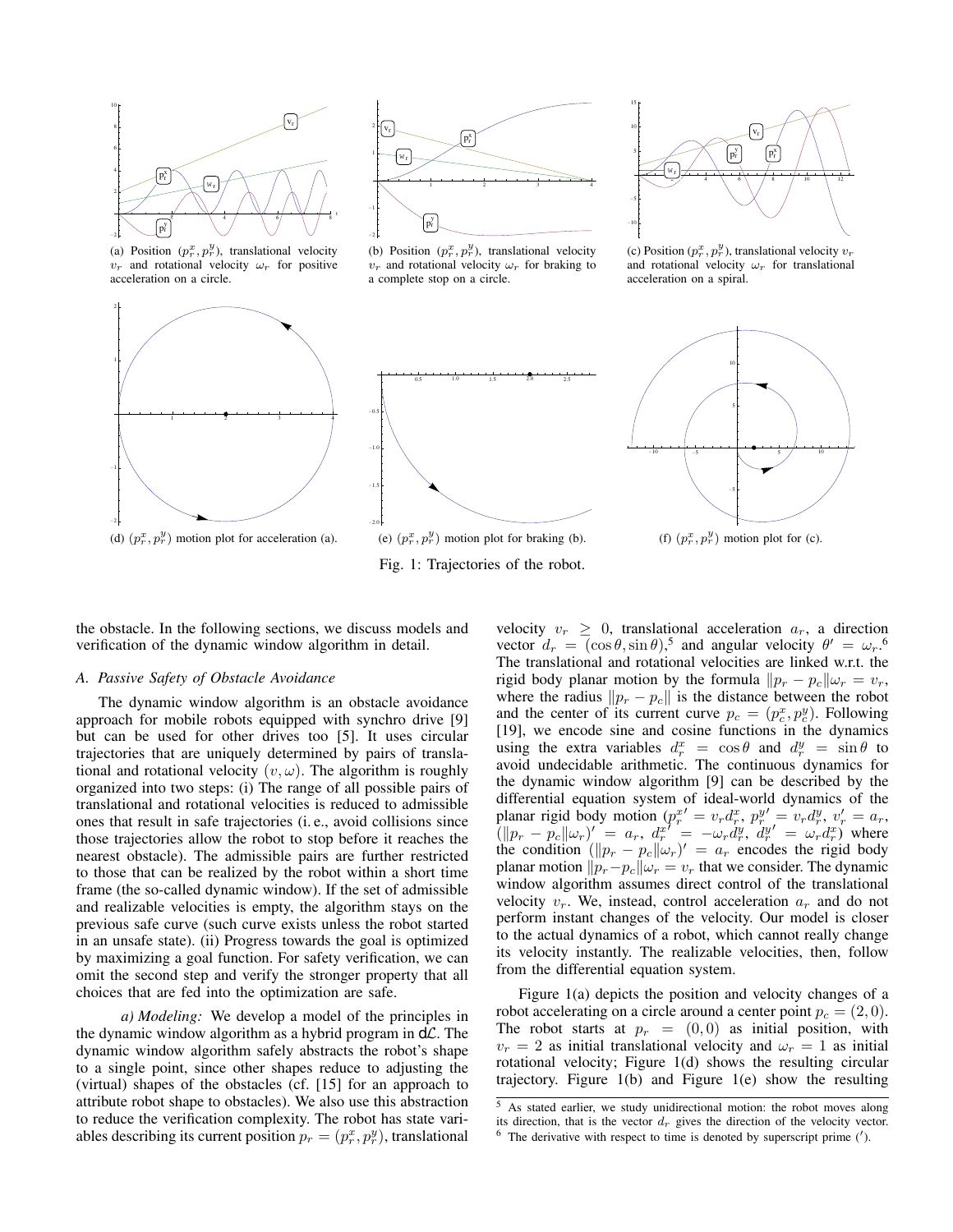(a) Position $(p_r^x, p_r^y)$, translational velocity $v_r$ and rotational velocity $\omega_r$ for positive acceleration on a circle.

(b) Position $(p_r^x, p_r^y)$, translational velocity $v_r$ and rotational velocity $\omega_r$ for braking to a complete stop on a circle.

(c) Position $(p_r^x, p_r^y)$, translational velocity $v_r$ and rotational velocity $\omega_r$ for translational acceleration on a spiral.

(d) $(p_r^x, p_r^y)$ motion plot for acceleration (a).

(e) $(p_r^x, p_r^y)$ motion plot for braking (b).

(f) $(p_r^x, p_r^y)$ motion plot for (c).

Fig. 1: Trajectories of the robot.

the obstacle. In the following sections, we discuss models and verification of the dynamic window algorithm in detail.

### A. Passive Safety of Obstacle Avoidance

The dynamic window algorithm is an obstacle avoidance approach for mobile robots equipped with synchro drive [9] but can be used for other drives too [5]. It uses circular trajectories that are uniquely determined by pairs of translational and rotational velocity $(v, \omega)$. The algorithm is roughly organized into two steps: (i) The range of all possible pairs of translational and rotational velocities is reduced to admissible ones that result in safe trajectories (i. e., avoid collisions since those trajectories allow the robot to stop before it reaches the nearest obstacle). The admissible pairs are further restricted to those that can be realized by the robot within a short time frame (the so-called dynamic window). If the set of admissible and realizable velocities is empty, the algorithm stays on the previous safe curve (such curve exists unless the robot started in an unsafe state). (ii) Progress towards the goal is optimized by maximizing a goal function. For safety verification, we can omit the second step and verify the stronger property that all choices that are fed into the optimization are safe.

*a) Modeling:* We develop a model of the principles in the dynamic window algorithm as a hybrid program in d$\mathcal{L}$. The dynamic window algorithm safely abstracts the robot's shape to a single point, since other shapes reduce to adjusting the (virtual) shapes of the obstacles (cf. [15] for an approach to attribute robot shape to obstacles). We also use this abstraction to reduce the verification complexity. The robot has state variables describing its current position $p_r = (p_r^x, p_r^y)$, translational velocity $v_r \geq 0$, translational acceleration $a_r$, a direction vector $d_r = (\cos\theta, \sin\theta)$,[5] and angular velocity $\theta' = \omega_r$.[6] The translational and rotational velocities are linked w.r.t. the rigid body planar motion by the formula $\|p_r - p_c\|\omega_r = v_r$, where the radius $\|p_r - p_c\|$ is the distance between the robot and the center of its current curve $p_c = (p_c^x, p_c^y)$. Following [19], we encode sine and cosine functions in the dynamics using the extra variables $d_r^x = \cos\theta$ and $d_r^y = \sin\theta$ to avoid undecidable arithmetic. The continuous dynamics for the dynamic window algorithm [9] can be described by the differential equation system of ideal-world dynamics of the planar rigid body motion ($p_r^{x\prime} = v_r d_r^x$, $p_r^{y\prime} = v_r d_r^y$, $v_r' = a_r$, $(\|p_r - p_c\|\omega_r)' = a_r$, $d_r^{x\prime} = -\omega_r d_r^y$, $d_r^{y\prime} = \omega_r d_r^x$) where the condition $(\|p_r - p_c\|\omega_r)' = a_r$ encodes the rigid body planar motion $\|p_r - p_c\|\omega_r = v_r$ that we consider. The dynamic window algorithm assumes direct control of the translational velocity $v_r$. We, instead, control acceleration $a_r$ and do not perform instant changes of the velocity. Our model is closer to the actual dynamics of a robot, which cannot really change its velocity instantly. The realizable velocities, then, follow from the differential equation system.

Figure 1(a) depicts the position and velocity changes of a robot accelerating on a circle around a center point $p_c = (2, 0)$. The robot starts at $p_r = (0, 0)$ as initial position, with $v_r = 2$ as initial translational velocity and $\omega_r = 1$ as initial rotational velocity; Figure 1(d) shows the resulting circular trajectory. Figure 1(b) and Figure 1(e) show the resulting

[5] As stated earlier, we study unidirectional motion: the robot moves along its direction, that is the vector $d_r$ gives the direction of the velocity vector.

[6] The derivative with respect to time is denoted by superscript prime ($'$).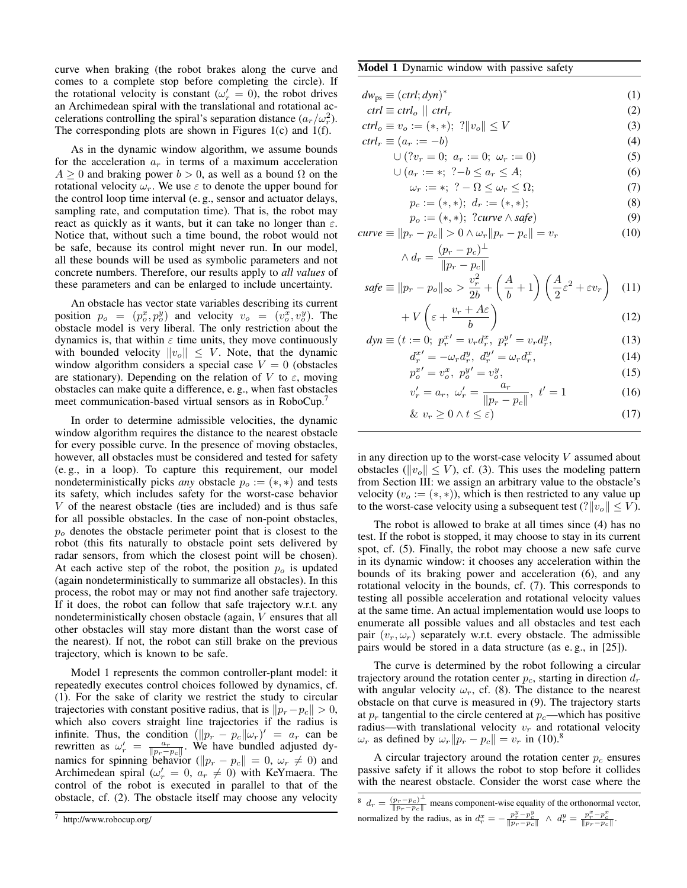curve when braking (the robot brakes along the curve and comes to a complete stop before completing the circle). If the rotational velocity is constant ($\omega_r' = 0$), the robot drives an Archimedean spiral with the translational and rotational accelerations controlling the spiral's separation distance ($a_r/\omega_r^2$). The corresponding plots are shown in Figures 1(c) and 1(f).

As in the dynamic window algorithm, we assume bounds for the acceleration $a_r$ in terms of a maximum acceleration $A \geq 0$ and braking power $b > 0$, as well as a bound $\Omega$ on the rotational velocity $\omega_r$. We use $\varepsilon$ to denote the upper bound for the control loop time interval (e. g., sensor and actuator delays, sampling rate, and computation time). That is, the robot may react as quickly as it wants, but it can take no longer than $\varepsilon$. Notice that, without such a time bound, the robot would not be safe, because its control might never run. In our model, all these bounds will be used as symbolic parameters and not concrete numbers. Therefore, our results apply to *all values* of these parameters and can be enlarged to include uncertainty.

An obstacle has vector state variables describing its current position $p_o = (p_o^x, p_o^y)$ and velocity $v_o = (v_o^x, v_o^y)$. The obstacle model is very liberal. The only restriction about the dynamics is, that within $\varepsilon$ time units, they move continuously with bounded velocity $\|v_o\| \leq V$. Note, that the dynamic window algorithm considers a special case $V = 0$ (obstacles are stationary). Depending on the relation of $V$ to $\varepsilon$, moving obstacles can make quite a difference, e. g., when fast obstacles meet communication-based virtual sensors as in RoboCup.[7]

In order to determine admissible velocities, the dynamic window algorithm requires the distance to the nearest obstacle for every possible curve. In the presence of moving obstacles, however, all obstacles must be considered and tested for safety (e. g., in a loop). To capture this requirement, our model nondeterministically picks *any* obstacle $p_o := (*, *)$ and tests its safety, which includes safety for the worst-case behavior $V$ of the nearest obstacle (ties are included) and is thus safe for all possible obstacles. In the case of non-point obstacles, $p_o$ denotes the obstacle perimeter point that is closest to the robot (this fits naturally to obstacle point sets delivered by radar sensors, from which the closest point will be chosen). At each active step of the robot, the position $p_o$ is updated (again nondeterministically to summarize all obstacles). In this process, the robot may or may not find another safe trajectory. If it does, the robot can follow that safe trajectory w.r.t. any nondeterministically chosen obstacle (again, $V$ ensures that all other obstacles will stay more distant than the worst case of the nearest). If not, the robot can still brake on the previous trajectory, which is known to be safe.

Model 1 represents the common controller-plant model: it repeatedly executes control choices followed by dynamics, cf. (1). For the sake of clarity we restrict the study to circular trajectories with constant positive radius, that is $\|p_r - p_c\| > 0$, which also covers straight line trajectories if the radius is infinite. Thus, the condition $(\|p_r - p_c\|\omega_r)' = a_r$ can be rewritten as $\omega_r' = \frac{a_r}{\|p_r - p_c\|}$. We have bundled adjusted dynamics for spinning behavior ($\|p_r - p_c\| = 0$, $\omega_r \neq 0$) and Archimedean spiral ($\omega_r' = 0$, $a_r \neq 0$) with KeYmaera. The control of the robot is executed in parallel to that of the obstacle, cf. (2). The obstacle itself may choose any velocity in any direction up to the worst-case velocity $V$ assumed about obstacles ($\|v_o\| \leq V$), cf. (3). This uses the modeling pattern from Section III: we assign an arbitrary value to the obstacle's velocity ($v_o := (*, *)$), which is then restricted to any value up to the worst-case velocity using a subsequent test ($?\|v_o\| \leq V$).

**Model 1** Dynamic window with passive safety

$$
\begin{aligned}
dw_{\text{ps}} &\equiv (\mathit{ctrl}; \mathit{dyn})^* && (1)\\
\mathit{ctrl} &\equiv \mathit{ctrl}_o \;||\; \mathit{ctrl}_r && (2)\\
\mathit{ctrl}_o &\equiv v_o := (*, *);\ ?\|v_o\| \leq V && (3)\\
\mathit{ctrl}_r &\equiv (a_r := -b) && (4)\\
&\quad \cup (?v_r = 0;\ a_r := 0;\ \omega_r := 0) && (5)\\
&\quad \cup (a_r := *;\ ?{-b} \leq a_r \leq A; && (6)\\
&\qquad \omega_r := *;\ ?-\Omega \leq \omega_r \leq \Omega; && (7)\\
&\qquad p_c := (*, *);\ d_r := (*, *); && (8)\\
&\qquad p_o := (*, *);\ ?\mathit{curve} \wedge \mathit{safe}) && (9)\\
\mathit{curve} &\equiv \|p_r - p_c\| > 0 \wedge \omega_r\|p_r - p_c\| = v_r && (10)\\
&\quad \wedge d_r = \frac{(p_r - p_c)^\perp}{\|p_r - p_c\|} &&\\
\mathit{safe} &\equiv \|p_r - p_o\|_\infty > \frac{v_r^2}{2b} + \left(\frac{A}{b} + 1\right)\left(\frac{A}{2}\varepsilon^2 + \varepsilon v_r\right) && (11)\\
&\quad + V\left(\varepsilon + \frac{v_r + A\varepsilon}{b}\right) && (12)\\
\mathit{dyn} &\equiv (t := 0;\ p_r^{x\prime} = v_r d_r^x,\ p_r^{y\prime} = v_r d_r^y, && (13)\\
&\qquad d_r^{x\prime} = -\omega_r d_r^y,\ d_r^{y\prime} = \omega_r d_r^x, && (14)\\
&\qquad p_o^{x\prime} = v_o^x,\ p_o^{y\prime} = v_o^y, && (15)\\
&\qquad v_r' = a_r,\ \omega_r' = \frac{a_r}{\|p_r - p_c\|},\ t' = 1 && (16)\\
&\qquad \&\ v_r \geq 0 \wedge t \leq \varepsilon) && (17)
\end{aligned}
$$

The robot is allowed to brake at all times since (4) has no test. If the robot is stopped, it may choose to stay in its current spot, cf. (5). Finally, the robot may choose a new safe curve in its dynamic window: it chooses any acceleration within the bounds of its braking power and acceleration (6), and any rotational velocity in the bounds, cf. (7). This corresponds to testing all possible acceleration and rotational velocity values at the same time. An actual implementation would use loops to enumerate all possible values and all obstacles and test each pair $(v_r, \omega_r)$ separately w.r.t. every obstacle. The admissible pairs would be stored in a data structure (as e. g., in [25]).

The curve is determined by the robot following a circular trajectory around the rotation center $p_c$, starting in direction $d_r$ with angular velocity $\omega_r$, cf. (8). The distance to the nearest obstacle on that curve is measured in (9). The trajectory starts at $p_r$ tangential to the circle centered at $p_c$—which has positive radius—with translational velocity $v_r$ and rotational velocity $\omega_r$ as defined by $\omega_r\|p_r - p_c\| = v_r$ in (10).[8]

A circular trajectory around the rotation center $p_c$ ensures passive safety if it allows the robot to stop before it collides with the nearest obstacle. Consider the worst case where the

[7] http://www.robocup.org/

[8] $d_r = \frac{(p_r - p_c)^\perp}{\|p_r - p_c\|}$ means component-wise equality of the orthonormal vector, normalized by the radius, as in $d_r^x = -\frac{p_r^y - p_c^y}{\|p_r - p_c\|} \wedge d_r^y = \frac{p_r^x - p_c^x}{\|p_r - p_c\|}$.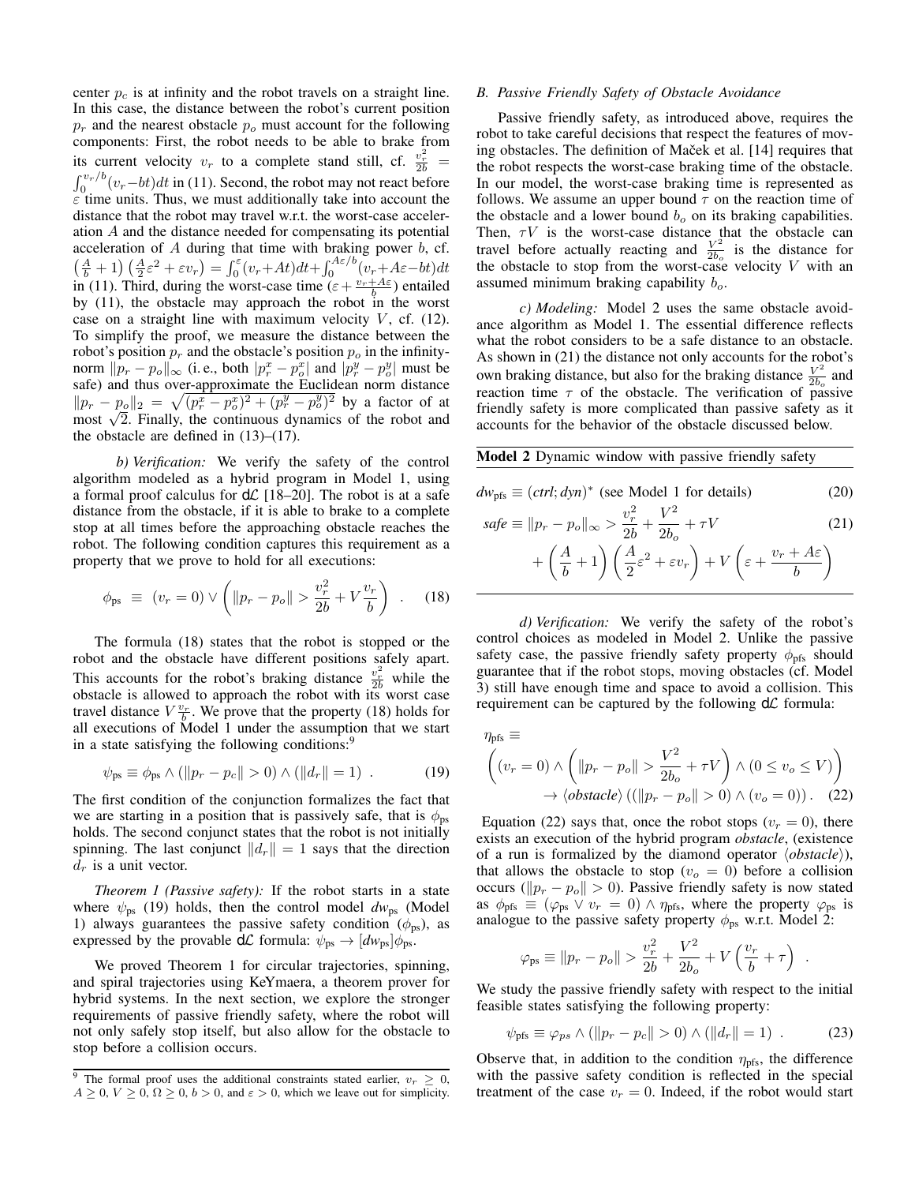center $p_c$ is at infinity and the robot travels on a straight line. In this case, the distance between the robot's current position $p_r$ and the nearest obstacle $p_o$ must account for the following components: First, the robot needs to be able to brake from its current velocity $v_r$ to a complete stand still, cf. $\frac{v_r^2}{2b} = \int_0^{v_r/b}(v_r - bt)dt$ in (11). Second, the robot may not react before $\varepsilon$ time units. Thus, we must additionally take into account the distance that the robot may travel w.r.t. the worst-case acceleration $A$ and the distance needed for compensating its potential acceleration of $A$ during that time with braking power $b$, cf. $\left(\frac{A}{b}+1\right)\left(\frac{A}{2}\varepsilon^2+\varepsilon v_r\right) = \int_0^{\varepsilon}(v_r + At)dt + \int_0^{A\varepsilon/b}(v_r + A\varepsilon - bt)dt$ in (11). Third, during the worst-case time $(\varepsilon + \frac{v_r + A\varepsilon}{b})$ entailed by (11), the obstacle may approach the robot in the worst case on a straight line with maximum velocity $V$, cf. (12). To simplify the proof, we measure the distance between the robot's position $p_r$ and the obstacle's position $p_o$ in the infinity-norm $\|p_r - p_o\|_\infty$ (i. e., both $|p_r^x - p_o^x|$ and $|p_r^y - p_o^y|$ must be safe) and thus over-approximate the Euclidean norm distance $\|p_r - p_o\|_2 = \sqrt{(p_r^x - p_o^x)^2 + (p_r^y - p_o^y)^2}$ by a factor of at most $\sqrt{2}$. Finally, the continuous dynamics of the robot and the obstacle are defined in (13)–(17).

*b) Verification:* We verify the safety of the control algorithm modeled as a hybrid program in Model 1, using a formal proof calculus for d$\mathcal{L}$ [18–20]. The robot is at a safe distance from the obstacle, if it is able to brake to a complete stop at all times before the approaching obstacle reaches the robot. The following condition captures this requirement as a property that we prove to hold for all executions:

$$\phi_{\text{ps}} \;\equiv\; (v_r = 0) \vee \left(\|p_r - p_o\| > \frac{v_r^2}{2b} + V\frac{v_r}{b}\right) \quad . \tag{18}$$

The formula (18) states that the robot is stopped or the robot and the obstacle have different positions safely apart. This accounts for the robot's braking distance $\frac{v_r^2}{2b}$ while the obstacle is allowed to approach the robot with its worst case travel distance $V\frac{v_r}{b}$. We prove that the property (18) holds for all executions of Model 1 under the assumption that we start in a state satisfying the following conditions:[9]

$$\psi_{\text{ps}} \equiv \phi_{\text{ps}} \wedge (\|p_r - p_c\| > 0) \wedge (\|d_r\| = 1) \ . \tag{19}$$

The first condition of the conjunction formalizes the fact that we are starting in a position that is passively safe, that is $\phi_{\text{ps}}$ holds. The second conjunct states that the robot is not initially spinning. The last conjunct $\|d_r\| = 1$ says that the direction $d_r$ is a unit vector.

*Theorem 1 (Passive safety):* If the robot starts in a state where $\psi_{\text{ps}}$ (19) holds, then the control model $dw_{\text{ps}}$ (Model 1) always guarantees the passive safety condition ($\phi_{\text{ps}}$), as expressed by the provable d$\mathcal{L}$ formula: $\psi_{\text{ps}} \rightarrow [dw_{\text{ps}}]\phi_{\text{ps}}$.

We proved Theorem 1 for circular trajectories, spinning, and spiral trajectories using KeYmaera, a theorem prover for hybrid systems. In the next section, we explore the stronger requirements of passive friendly safety, where the robot will not only safely stop itself, but also allow for the obstacle to stop before a collision occurs.

[9] The formal proof uses the additional constraints stated earlier, $v_r \geq 0$, $A \geq 0$, $V \geq 0$, $\Omega \geq 0$, $b > 0$, and $\varepsilon > 0$, which we leave out for simplicity.

### B. Passive Friendly Safety of Obstacle Avoidance

Passive friendly safety, as introduced above, requires the robot to take careful decisions that respect the features of moving obstacles. The definition of Maček et al. [14] requires that the robot respects the worst-case braking time of the obstacle. In our model, the worst-case braking time is represented as follows. We assume an upper bound $\tau$ on the reaction time of the obstacle and a lower bound $b_o$ on its braking capabilities. Then, $\tau V$ is the worst-case distance that the obstacle can travel before actually reacting and $\frac{V^2}{2b_o}$ is the distance for the obstacle to stop from the worst-case velocity $V$ with an assumed minimum braking capability $b_o$.

*c) Modeling:* Model 2 uses the same obstacle avoidance algorithm as Model 1. The essential difference reflects what the robot considers to be a safe distance to an obstacle. As shown in (21) the distance not only accounts for the robot's own braking distance, but also for the braking distance $\frac{V^2}{2b_o}$ and reaction time $\tau$ of the obstacle. The verification of passive friendly safety is more complicated than passive safety as it accounts for the behavior of the obstacle discussed below.

**Model 2** Dynamic window with passive friendly safety

$$dw_{\text{pfs}} \equiv (ctrl; dyn)^* \text{ (see Model 1 for details)} \tag{20}$$

$$\begin{aligned} safe \equiv \|p_r - p_o\|_\infty > \frac{v_r^2}{2b} + \frac{V^2}{2b_o} + \tau V \\ + \left(\frac{A}{b}+1\right)\left(\frac{A}{2}\varepsilon^2 + \varepsilon v_r\right) + V\left(\varepsilon + \frac{v_r + A\varepsilon}{b}\right) \end{aligned} \tag{21}$$

*d) Verification:* We verify the safety of the robot's control choices as modeled in Model 2. Unlike the passive safety case, the passive friendly safety property $\phi_{\text{pfs}}$ should guarantee that if the robot stops, moving obstacles (cf. Model 3) still have enough time and space to avoid a collision. This requirement can be captured by the following d$\mathcal{L}$ formula:

$$\begin{aligned} &\eta_{\text{pfs}} \equiv \\ &\left((v_r = 0) \wedge \left(\|p_r - p_o\| > \frac{V^2}{2b_o} + \tau V\right) \wedge (0 \leq v_o \leq V)\right) \\ &\qquad \rightarrow \langle obstacle \rangle \left((\|p_r - p_o\| > 0) \wedge (v_o = 0)\right). \end{aligned} \tag{22}$$

Equation (22) says that, once the robot stops ($v_r = 0$), there exists an execution of the hybrid program *obstacle*, (existence of a run is formalized by the diamond operator $\langle obstacle \rangle$), that allows the obstacle to stop ($v_o = 0$) before a collision occurs ($\|p_r - p_o\| > 0$). Passive friendly safety is now stated as $\phi_{\text{pfs}} \equiv (\varphi_{\text{ps}} \vee v_r = 0) \wedge \eta_{\text{pfs}}$, where the property $\varphi_{\text{ps}}$ is analogue to the passive safety property $\phi_{\text{ps}}$ w.r.t. Model 2:

$$\varphi_{\text{ps}} \equiv \|p_r - p_o\| > \frac{v_r^2}{2b} + \frac{V^2}{2b_o} + V\left(\frac{v_r}{b} + \tau\right) \ .$$

We study the passive friendly safety with respect to the initial feasible states satisfying the following property:

$$\psi_{\text{pfs}} \equiv \varphi_{ps} \wedge (\|p_r - p_c\| > 0) \wedge (\|d_r\| = 1) \ . \tag{23}$$

Observe that, in addition to the condition $\eta_{\text{pfs}}$, the difference with the passive safety condition is reflected in the special treatment of the case $v_r = 0$. Indeed, if the robot would start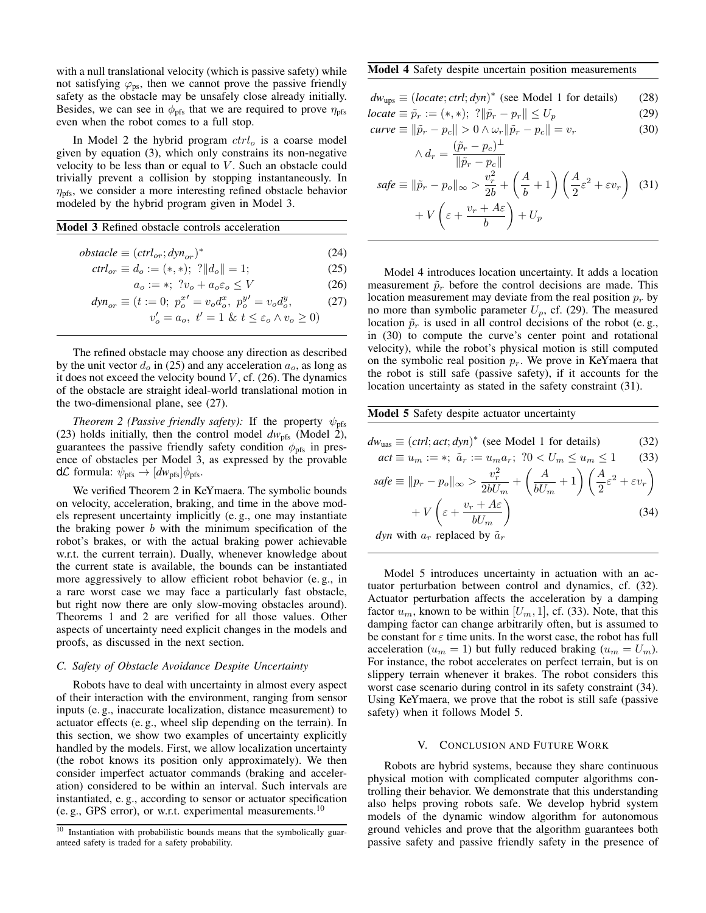with a null translational velocity (which is passive safety) while not satisfying $\varphi_{\text{ps}}$, then we cannot prove the passive friendly safety as the obstacle may be unsafely close already initially. Besides, we can see in $\phi_{\text{pfs}}$ that we are required to prove $\eta_{\text{pfs}}$ even when the robot comes to a full stop.

In Model 2 the hybrid program $ctrl_o$ is a coarse model given by equation (3), which only constrains its non-negative velocity to be less than or equal to $V$. Such an obstacle could trivially prevent a collision by stopping instantaneously. In $\eta_{\text{pfs}}$, we consider a more interesting refined obstacle behavior modeled by the hybrid program given in Model 3.

**Model 3** Refined obstacle controls acceleration

$$obstacle \equiv (ctrl_{or}; dyn_{or})^* \tag{24}$$

$$ctrl_{or} \equiv d_o := (*,*);\ ?\|d_o\| = 1; \tag{25}$$

$$a_o := *;\ ?v_o + a_o\varepsilon_o \le V \tag{26}$$

$$dyn_{or} \equiv (t := 0;\ p_o^{x\prime} = v_o d_o^x,\ p_o^{y\prime} = v_o d_o^y, \tag{27}$$
$$v_o' = a_o,\ t' = 1\ \&\ t \le \varepsilon_o \wedge v_o \ge 0)$$

The refined obstacle may choose any direction as described by the unit vector $d_o$ in (25) and any acceleration $a_o$, as long as it does not exceed the velocity bound $V$, cf. (26). The dynamics of the obstacle are straight ideal-world translational motion in the two-dimensional plane, see (27).

*Theorem 2 (Passive friendly safety):* If the property $\psi_{\text{pfs}}$ (23) holds initially, then the control model $dw_{\text{pfs}}$ (Model 2), guarantees the passive friendly safety condition $\phi_{\text{pfs}}$ in presence of obstacles per Model 3, as expressed by the provable $\mathsf{d}\mathcal{L}$ formula: $\psi_{\text{pfs}} \rightarrow [dw_{\text{pfs}}]\phi_{\text{pfs}}$.

We verified Theorem 2 in KeYmaera. The symbolic bounds on velocity, acceleration, braking, and time in the above models represent uncertainty implicitly (e. g., one may instantiate the braking power $b$ with the minimum specification of the robot's brakes, or with the actual braking power achievable w.r.t. the current terrain). Dually, whenever knowledge about the current state is available, the bounds can be instantiated more aggressively to allow efficient robot behavior (e. g., in a rare worst case we may face a particularly fast obstacle, but right now there are only slow-moving obstacles around). Theorems 1 and 2 are verified for all those values. Other aspects of uncertainty need explicit changes in the models and proofs, as discussed in the next section.

### C. Safety of Obstacle Avoidance Despite Uncertainty

Robots have to deal with uncertainty in almost every aspect of their interaction with the environment, ranging from sensor inputs (e. g., inaccurate localization, distance measurement) to actuator effects (e. g., wheel slip depending on the terrain). In this section, we show two examples of uncertainty explicitly handled by the models. First, we allow localization uncertainty (the robot knows its position only approximately). We then consider imperfect actuator commands (braking and acceleration) considered to be within an interval. Such intervals are instantiated, e. g., according to sensor or actuator specification (e. g., GPS error), or w.r.t. experimental measurements.[10]

[10] Instantiation with probabilistic bounds means that the symbolically guaranteed safety is traded for a safety probability.

**Model 4** Safety despite uncertain position measurements

$$dw_{\text{ups}} \equiv (locate; ctrl; dyn)^* \text{ (see Model 1 for details)} \tag{28}$$

$$locate \equiv \tilde{p}_r := (*,*);\ ?\|\tilde{p}_r - p_r\| \le U_p \tag{29}$$

$$curve \equiv \|\tilde{p}_r - p_c\| > 0 \wedge \omega_r\|\tilde{p}_r - p_c\| = v_r \tag{30}$$
$$\wedge\ d_r = \frac{(\tilde{p}_r - p_c)^\perp}{\|\tilde{p}_r - p_c\|}$$

$$safe \equiv \|\tilde{p}_r - p_o\|_\infty > \frac{v_r^2}{2b} + \left(\frac{A}{b} + 1\right)\left(\frac{A}{2}\varepsilon^2 + \varepsilon v_r\right) \tag{31}$$
$$+ V\left(\varepsilon + \frac{v_r + A\varepsilon}{b}\right) + U_p$$

Model 4 introduces location uncertainty. It adds a location measurement $\tilde{p}_r$ before the control decisions are made. This location measurement may deviate from the real position $p_r$ by no more than symbolic parameter $U_p$, cf. (29). The measured location $\tilde{p}_r$ is used in all control decisions of the robot (e. g., in (30) to compute the curve's center point and rotational velocity), while the robot's physical motion is still computed on the symbolic real position $p_r$. We prove in KeYmaera that the robot is still safe (passive safety), if it accounts for the location uncertainty as stated in the safety constraint (31).

**Model 5** Safety despite actuator uncertainty

$$dw_{\text{uas}} \equiv (ctrl; act; dyn)^* \text{ (see Model 1 for details)} \tag{32}$$

$$act \equiv u_m := *;\ \tilde{a}_r := u_m a_r;\ ?0 < U_m \le u_m \le 1 \tag{33}$$

$$safe \equiv \|p_r - p_o\|_\infty > \frac{v_r^2}{2bU_m} + \left(\frac{A}{bU_m} + 1\right)\left(\frac{A}{2}\varepsilon^2 + \varepsilon v_r\right)$$
$$+ V\left(\varepsilon + \frac{v_r + A\varepsilon}{bU_m}\right) \tag{34}$$

*dyn* with $a_r$ replaced by $\tilde{a}_r$

Model 5 introduces uncertainty in actuation with an actuator perturbation between control and dynamics, cf. (32). Actuator perturbation affects the acceleration by a damping factor $u_m$, known to be within $[U_m, 1]$, cf. (33). Note, that this damping factor can change arbitrarily often, but is assumed to be constant for $\varepsilon$ time units. In the worst case, the robot has full acceleration ($u_m = 1$) but fully reduced braking ($u_m = U_m$). For instance, the robot accelerates on perfect terrain, but is on slippery terrain whenever it brakes. The robot considers this worst case scenario during control in its safety constraint (34). Using KeYmaera, we prove that the robot is still safe (passive safety) when it follows Model 5.

## V. Conclusion and Future Work

Robots are hybrid systems, because they share continuous physical motion with complicated computer algorithms controlling their behavior. We demonstrate that this understanding also helps proving robots safe. We develop hybrid system models of the dynamic window algorithm for autonomous ground vehicles and prove that the algorithm guarantees both passive safety and passive friendly safety in the presence of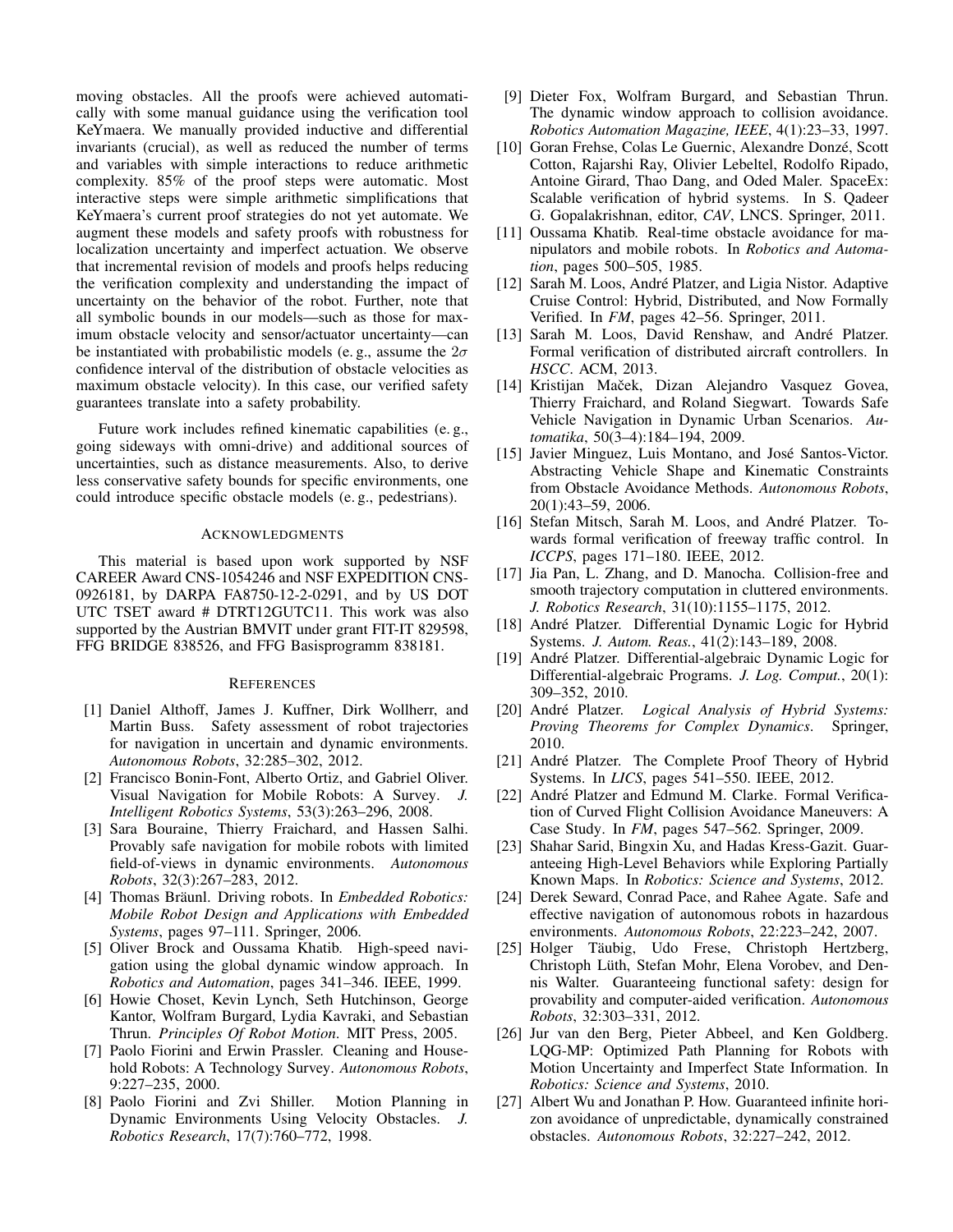moving obstacles. All the proofs were achieved automatically with some manual guidance using the verification tool KeYmaera. We manually provided inductive and differential invariants (crucial), as well as reduced the number of terms and variables with simple interactions to reduce arithmetic complexity. 85% of the proof steps were automatic. Most interactive steps were simple arithmetic simplifications that KeYmaera's current proof strategies do not yet automate. We augment these models and safety proofs with robustness for localization uncertainty and imperfect actuation. We observe that incremental revision of models and proofs helps reducing the verification complexity and understanding the impact of uncertainty on the behavior of the robot. Further, note that all symbolic bounds in our models—such as those for maximum obstacle velocity and sensor/actuator uncertainty—can be instantiated with probabilistic models (e. g., assume the $2\sigma$ confidence interval of the distribution of obstacle velocities as maximum obstacle velocity). In this case, our verified safety guarantees translate into a safety probability.

Future work includes refined kinematic capabilities (e. g., going sideways with omni-drive) and additional sources of uncertainties, such as distance measurements. Also, to derive less conservative safety bounds for specific environments, one could introduce specific obstacle models (e. g., pedestrians).

## Acknowledgments

This material is based upon work supported by NSF CAREER Award CNS-1054246 and NSF EXPEDITION CNS-0926181, by DARPA FA8750-12-2-0291, and by US DOT UTC TSET award # DTRT12GUTC11. This work was also supported by the Austrian BMVIT under grant FIT-IT 829598, FFG BRIDGE 838526, and FFG Basisprogramm 838181.

## References

[1] Daniel Althoff, James J. Kuffner, Dirk Wollherr, and Martin Buss. Safety assessment of robot trajectories for navigation in uncertain and dynamic environments. *Autonomous Robots*, 32:285–302, 2012.

[2] Francisco Bonin-Font, Alberto Ortiz, and Gabriel Oliver. Visual Navigation for Mobile Robots: A Survey. *J. Intelligent Robotics Systems*, 53(3):263–296, 2008.

[3] Sara Bouraine, Thierry Fraichard, and Hassen Salhi. Provably safe navigation for mobile robots with limited field-of-views in dynamic environments. *Autonomous Robots*, 32(3):267–283, 2012.

[4] Thomas Bräunl. Driving robots. In *Embedded Robotics: Mobile Robot Design and Applications with Embedded Systems*, pages 97–111. Springer, 2006.

[5] Oliver Brock and Oussama Khatib. High-speed navigation using the global dynamic window approach. In *Robotics and Automation*, pages 341–346. IEEE, 1999.

[6] Howie Choset, Kevin Lynch, Seth Hutchinson, George Kantor, Wolfram Burgard, Lydia Kavraki, and Sebastian Thrun. *Principles Of Robot Motion*. MIT Press, 2005.

[7] Paolo Fiorini and Erwin Prassler. Cleaning and Household Robots: A Technology Survey. *Autonomous Robots*, 9:227–235, 2000.

[8] Paolo Fiorini and Zvi Shiller. Motion Planning in Dynamic Environments Using Velocity Obstacles. *J. Robotics Research*, 17(7):760–772, 1998.

[9] Dieter Fox, Wolfram Burgard, and Sebastian Thrun. The dynamic window approach to collision avoidance. *Robotics Automation Magazine, IEEE*, 4(1):23–33, 1997.

[10] Goran Frehse, Colas Le Guernic, Alexandre Donzé, Scott Cotton, Rajarshi Ray, Olivier Lebeltel, Rodolfo Ripado, Antoine Girard, Thao Dang, and Oded Maler. SpaceEx: Scalable verification of hybrid systems. In S. Qadeer G. Gopalakrishnan, editor, *CAV*, LNCS. Springer, 2011.

[11] Oussama Khatib. Real-time obstacle avoidance for manipulators and mobile robots. In *Robotics and Automation*, pages 500–505, 1985.

[12] Sarah M. Loos, André Platzer, and Ligia Nistor. Adaptive Cruise Control: Hybrid, Distributed, and Now Formally Verified. In *FM*, pages 42–56. Springer, 2011.

[13] Sarah M. Loos, David Renshaw, and André Platzer. Formal verification of distributed aircraft controllers. In *HSCC*. ACM, 2013.

[14] Kristijan Maček, Dizan Alejandro Vasquez Govea, Thierry Fraichard, and Roland Siegwart. Towards Safe Vehicle Navigation in Dynamic Urban Scenarios. *Automatika*, 50(3–4):184–194, 2009.

[15] Javier Minguez, Luis Montano, and José Santos-Victor. Abstracting Vehicle Shape and Kinematic Constraints from Obstacle Avoidance Methods. *Autonomous Robots*, 20(1):43–59, 2006.

[16] Stefan Mitsch, Sarah M. Loos, and André Platzer. Towards formal verification of freeway traffic control. In *ICCPS*, pages 171–180. IEEE, 2012.

[17] Jia Pan, L. Zhang, and D. Manocha. Collision-free and smooth trajectory computation in cluttered environments. *J. Robotics Research*, 31(10):1155–1175, 2012.

[18] André Platzer. Differential Dynamic Logic for Hybrid Systems. *J. Autom. Reas.*, 41(2):143–189, 2008.

[19] André Platzer. Differential-algebraic Dynamic Logic for Differential-algebraic Programs. *J. Log. Comput.*, 20(1): 309–352, 2010.

[20] André Platzer. *Logical Analysis of Hybrid Systems: Proving Theorems for Complex Dynamics*. Springer, 2010.

[21] André Platzer. The Complete Proof Theory of Hybrid Systems. In *LICS*, pages 541–550. IEEE, 2012.

[22] André Platzer and Edmund M. Clarke. Formal Verification of Curved Flight Collision Avoidance Maneuvers: A Case Study. In *FM*, pages 547–562. Springer, 2009.

[23] Shahar Sarid, Bingxin Xu, and Hadas Kress-Gazit. Guaranteeing High-Level Behaviors while Exploring Partially Known Maps. In *Robotics: Science and Systems*, 2012.

[24] Derek Seward, Conrad Pace, and Rahee Agate. Safe and effective navigation of autonomous robots in hazardous environments. *Autonomous Robots*, 22:223–242, 2007.

[25] Holger Täubig, Udo Frese, Christoph Hertzberg, Christoph Lüth, Stefan Mohr, Elena Vorobev, and Dennis Walter. Guaranteeing functional safety: design for provability and computer-aided verification. *Autonomous Robots*, 32:303–331, 2012.

[26] Jur van den Berg, Pieter Abbeel, and Ken Goldberg. LQG-MP: Optimized Path Planning for Robots with Motion Uncertainty and Imperfect State Information. In *Robotics: Science and Systems*, 2010.

[27] Albert Wu and Jonathan P. How. Guaranteed infinite horizon avoidance of unpredictable, dynamically constrained obstacles. *Autonomous Robots*, 32:227–242, 2012.